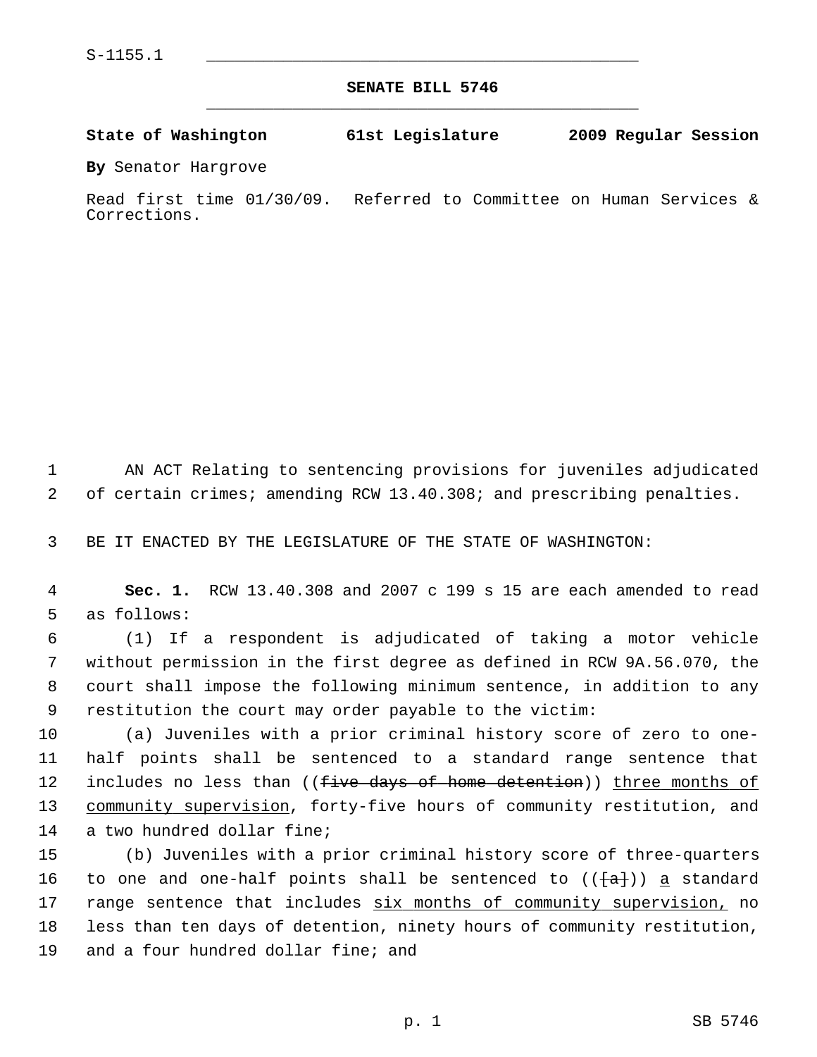S-1155.1

**SENATE BILL 5746**

**State of Washington 61st Legislature 2009 Regular Session**

**By** Senator Hargrove

Read first time 01/30/09. Referred to Committee on Human Services & Corrections.

AN ACT Relating to sentencing provisions for juveniles adjudicated of certain crimes; amending RCW 13.40.308; and prescribing penalties.

BE IT ENACTED BY THE LEGISLATURE OF THE STATE OF WASHINGTON:

**Sec. 1.** RCW 13.40.308 and 2007 c 199 s 15 are each amended to read as follows:

(1) If a respondent is adjudicated of taking a motor vehicle without permission in the first degree as defined in RCW 9A.56.070, the court shall impose the following minimum sentence, in addition to any restitution the court may order payable to the victim:

(a) Juveniles with a prior criminal history score of zero to one-half points shall be sentenced to a standard range sentence that includes no less than ((~~five days of home detention~~)) <u>three months of community supervision</u>, forty-five hours of community restitution, and a two hundred dollar fine;

(b) Juveniles with a prior criminal history score of three-quarters to one and one-half points shall be sentenced to ((~~[a]~~)) <u>a</u> standard range sentence that includes <u>six months of community supervision,</u> no less than ten days of detention, ninety hours of community restitution, and a four hundred dollar fine; and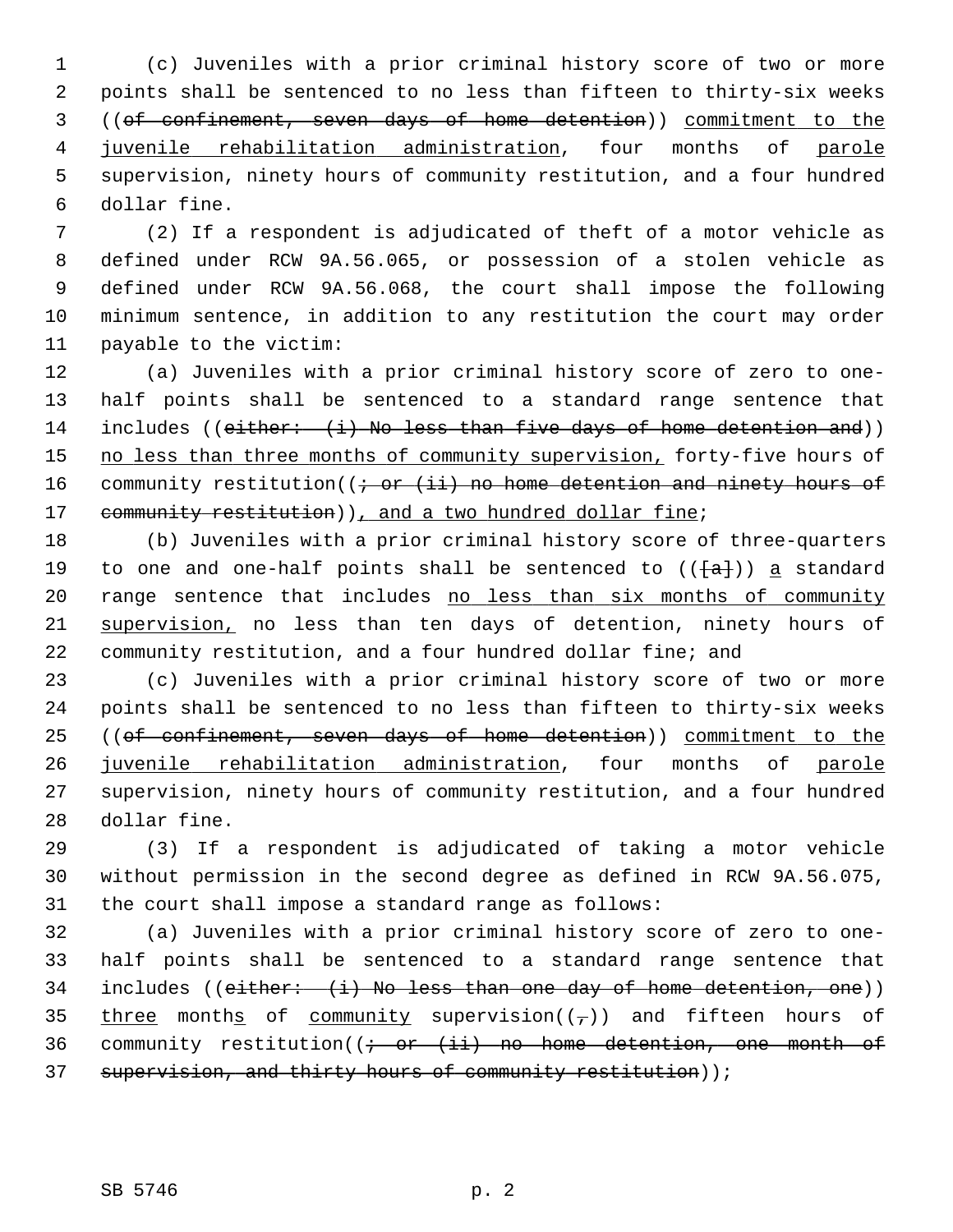(c) Juveniles with a prior criminal history score of two or more points shall be sentenced to no less than fifteen to thirty-six weeks ((~~of confinement, seven days of home detention~~)) commitment to the juvenile rehabilitation administration, four months of parole supervision, ninety hours of community restitution, and a four hundred dollar fine.

(2) If a respondent is adjudicated of theft of a motor vehicle as defined under RCW 9A.56.065, or possession of a stolen vehicle as defined under RCW 9A.56.068, the court shall impose the following minimum sentence, in addition to any restitution the court may order payable to the victim:

(a) Juveniles with a prior criminal history score of zero to one-half points shall be sentenced to a standard range sentence that includes ((~~either: (i) No less than five days of home detention and~~)) no less than three months of community supervision, forty-five hours of community restitution((~~; or (ii) no home detention and ninety hours of community restitution~~)), and a two hundred dollar fine;

(b) Juveniles with a prior criminal history score of three-quarters to one and one-half points shall be sentenced to ((~~[a]~~)) a standard range sentence that includes no less than six months of community supervision, no less than ten days of detention, ninety hours of community restitution, and a four hundred dollar fine; and

(c) Juveniles with a prior criminal history score of two or more points shall be sentenced to no less than fifteen to thirty-six weeks ((~~of confinement, seven days of home detention~~)) commitment to the juvenile rehabilitation administration, four months of parole supervision, ninety hours of community restitution, and a four hundred dollar fine.

(3) If a respondent is adjudicated of taking a motor vehicle without permission in the second degree as defined in RCW 9A.56.075, the court shall impose a standard range as follows:

(a) Juveniles with a prior criminal history score of zero to one-half points shall be sentenced to a standard range sentence that includes ((~~either: (i) No less than one day of home detention, one~~)) three months of community supervision((~~,~~)) and fifteen hours of community restitution((~~; or (ii) no home detention, one month of supervision, and thirty hours of community restitution~~));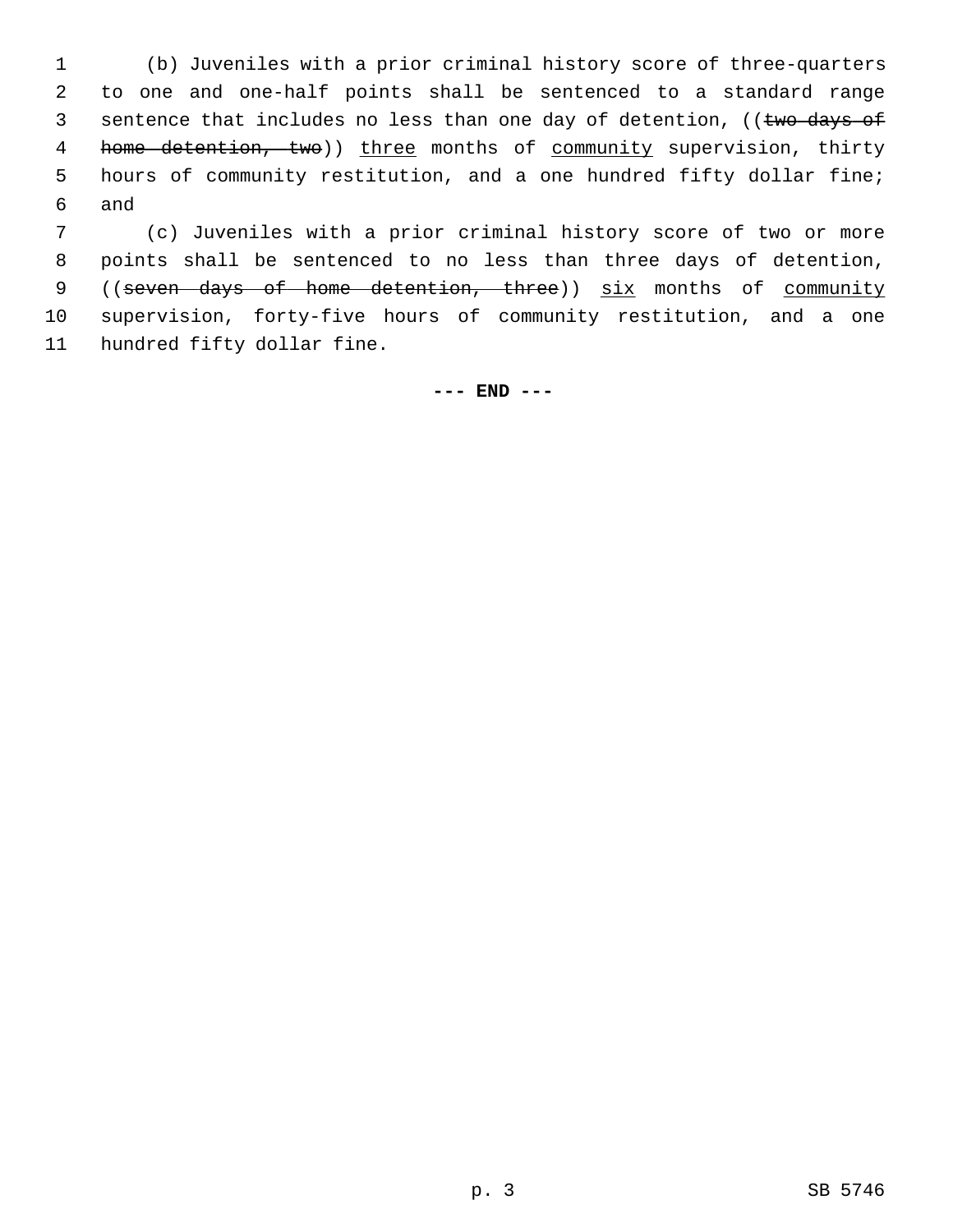(b) Juveniles with a prior criminal history score of three-quarters to one and one-half points shall be sentenced to a standard range sentence that includes no less than one day of detention, ((~~two days of home detention, two~~)) <u>three</u> months of <u>community</u> supervision, thirty hours of community restitution, and a one hundred fifty dollar fine; and

(c) Juveniles with a prior criminal history score of two or more points shall be sentenced to no less than three days of detention, ((~~seven days of home detention, three~~)) <u>six</u> months of <u>community</u> supervision, forty-five hours of community restitution, and a one hundred fifty dollar fine.

**--- END ---**